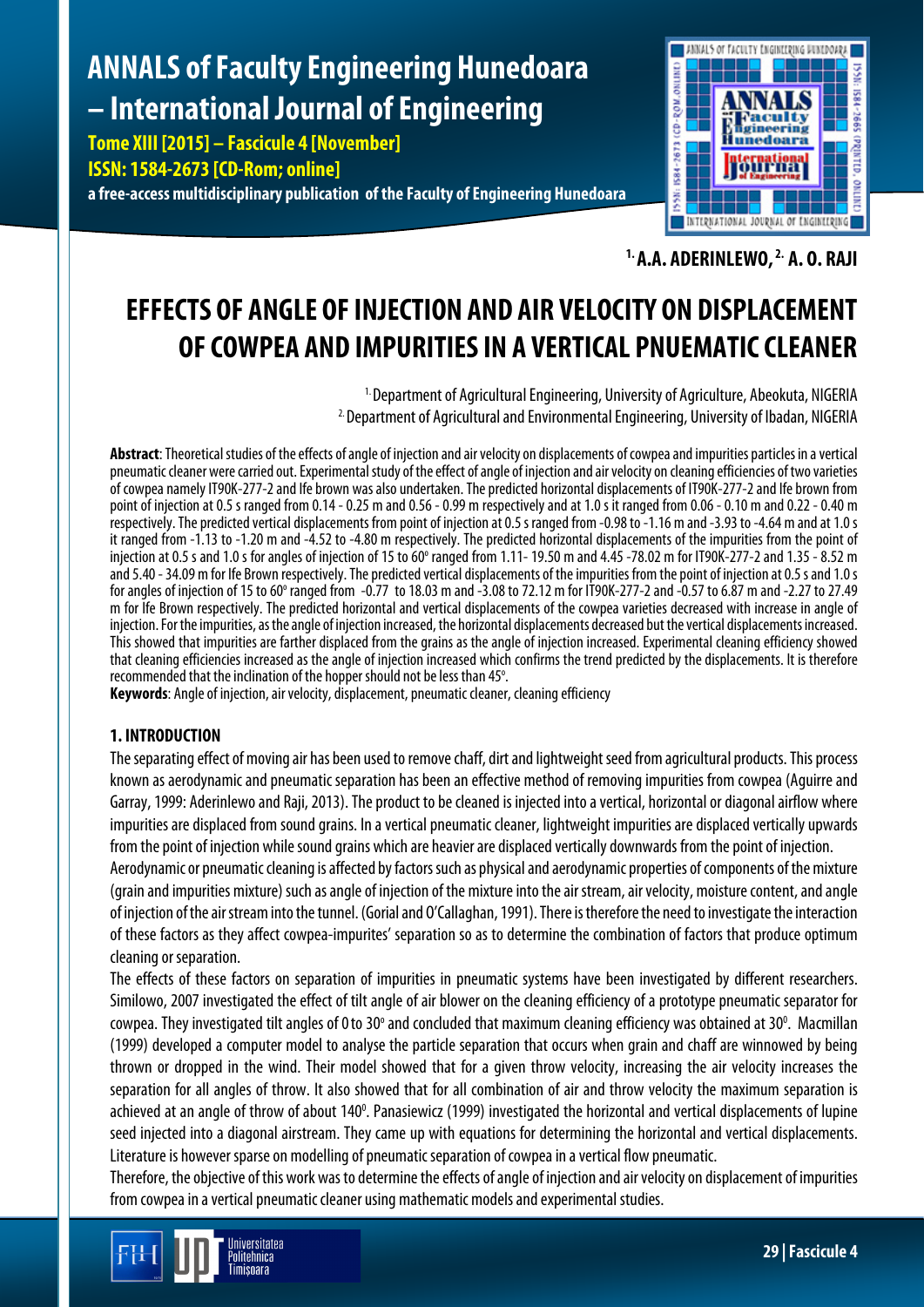**1. A.A. ADERINLEWO, 2. A. O. RAJI**

# EFFECTS OF ANGLE OF INJECTION AND AIR VELOCITY ON DISPLACEMENT OF COWPEA AND IMPURITIES IN A VERTICAL PNUEMATIC CLEANER

1. Department of Agricultural Engineering, University of Agriculture, Abeokuta, NIGERIA
2. Department of Agricultural and Environmental Engineering, University of Ibadan, NIGERIA

**Abstract**: Theoretical studies of the effects of angle of injection and air velocity on displacements of cowpea and impurities particles in a vertical pneumatic cleaner were carried out. Experimental study of the effect of angle of injection and air velocity on cleaning efficiencies of two varieties of cowpea namely IT90K-277-2 and Ife brown was also undertaken. The predicted horizontal displacements of IT90K-277-2 and Ife brown from point of injection at 0.5 s ranged from 0.14 - 0.25 m and 0.56 - 0.99 m respectively and at 1.0 s it ranged from 0.06 - 0.10 m and 0.22 - 0.40 m respectively. The predicted vertical displacements from point of injection at 0.5 s ranged from -0.98 to -1.16 m and -3.93 to -4.64 m and at 1.0 s it ranged from -1.13 to -1.20 m and -4.52 to -4.80 m respectively. The predicted horizontal displacements of the impurities from the point of injection at 0.5 s and 1.0 s for angles of injection of 15 to 60° ranged from 1.11- 19.50 m and 4.45 -78.02 m for IT90K-277-2 and 1.35 - 8.52 m and 5.40 - 34.09 m for Ife Brown respectively. The predicted vertical displacements of the impurities from the point of injection at 0.5 s and 1.0 s for angles of injection of 15 to 60° ranged from -0.77 to 18.03 m and -3.08 to 72.12 m for IT90K-277-2 and -0.57 to 6.87 m and -2.27 to 27.49 m for Ife Brown respectively. The predicted horizontal and vertical displacements of the cowpea varieties decreased with increase in angle of injection. For the impurities, as the angle of injection increased, the horizontal displacements decreased but the vertical displacements increased. This showed that impurities are farther displaced from the grains as the angle of injection increased. Experimental cleaning efficiency showed that cleaning efficiencies increased as the angle of injection increased which confirms the trend predicted by the displacements. It is therefore recommended that the inclination of the hopper should not be less than 45°.

**Keywords**: Angle of injection, air velocity, displacement, pneumatic cleaner, cleaning efficiency

## 1. INTRODUCTION

The separating effect of moving air has been used to remove chaff, dirt and lightweight seed from agricultural products. This process known as aerodynamic and pneumatic separation has been an effective method of removing impurities from cowpea (Aguirre and Garray, 1999: Aderinlewo and Raji, 2013). The product to be cleaned is injected into a vertical, horizontal or diagonal airflow where impurities are displaced from sound grains. In a vertical pneumatic cleaner, lightweight impurities are displaced vertically upwards from the point of injection while sound grains which are heavier are displaced vertically downwards from the point of injection.

Aerodynamic or pneumatic cleaning is affected by factors such as physical and aerodynamic properties of components of the mixture (grain and impurities mixture) such as angle of injection of the mixture into the air stream, air velocity, moisture content, and angle of injection of the air stream into the tunnel. (Gorial and O'Callaghan, 1991). There is therefore the need to investigate the interaction of these factors as they affect cowpea-impurites' separation so as to determine the combination of factors that produce optimum cleaning or separation.

The effects of these factors on separation of impurities in pneumatic systems have been investigated by different researchers. Similowo, 2007 investigated the effect of tilt angle of air blower on the cleaning efficiency of a prototype pneumatic separator for cowpea. They investigated tilt angles of 0 to 30° and concluded that maximum cleaning efficiency was obtained at 30°. Macmillan (1999) developed a computer model to analyse the particle separation that occurs when grain and chaff are winnowed by being thrown or dropped in the wind. Their model showed that for a given throw velocity, increasing the air velocity increases the separation for all angles of throw. It also showed that for all combination of air and throw velocity the maximum separation is achieved at an angle of throw of about 140°. Panasiewicz (1999) investigated the horizontal and vertical displacements of lupine seed injected into a diagonal airstream. They came up with equations for determining the horizontal and vertical displacements. Literature is however sparse on modelling of pneumatic separation of cowpea in a vertical flow pneumatic.

Therefore, the objective of this work was to determine the effects of angle of injection and air velocity on displacement of impurities from cowpea in a vertical pneumatic cleaner using mathematic models and experimental studies.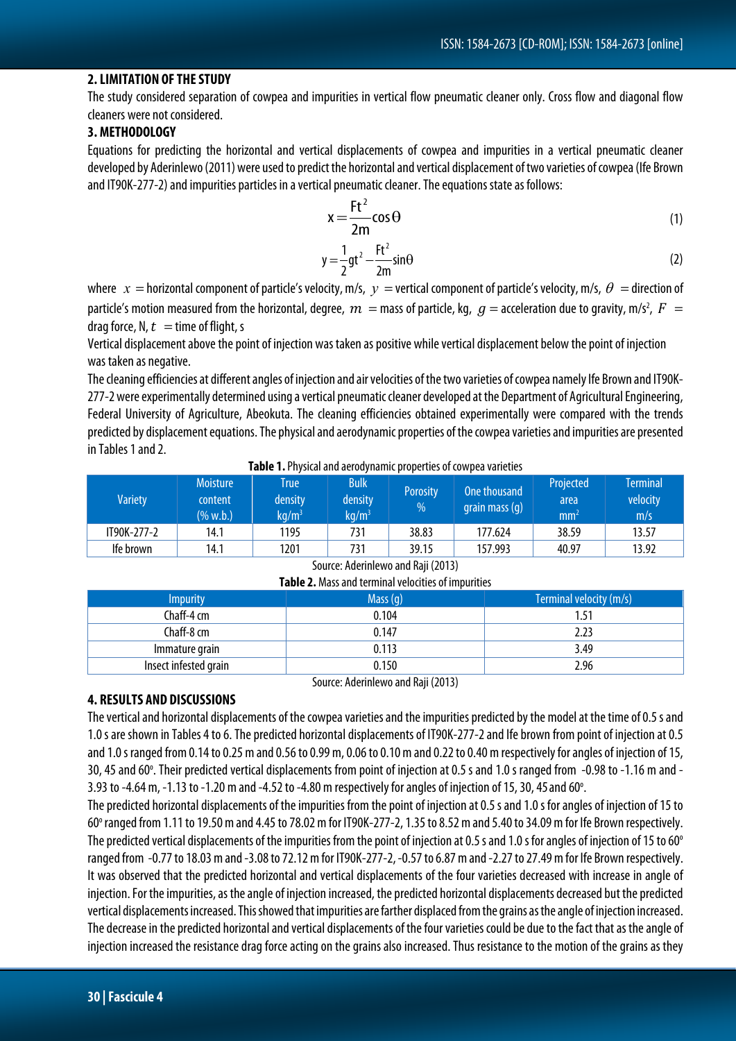## 2. LIMITATION OF THE STUDY

The study considered separation of cowpea and impurities in vertical flow pneumatic cleaner only. Cross flow and diagonal flow cleaners were not considered.

## 3. METHODOLOGY

Equations for predicting the horizontal and vertical displacements of cowpea and impurities in a vertical pneumatic cleaner developed by Aderinlewo (2011) were used to predict the horizontal and vertical displacement of two varieties of cowpea (Ife Brown and IT90K-277-2) and impurities particles in a vertical pneumatic cleaner. The equations state as follows:

$$x = \frac{Ft^2}{2m}\cos\Theta \tag{1}$$

$$y = \frac{1}{2}gt^2 - \frac{Ft^2}{2m}\sin\theta \tag{2}$$

where $x$ = horizontal component of particle's velocity, m/s, $y$ = vertical component of particle's velocity, m/s, $\theta$ = direction of particle's motion measured from the horizontal, degree, $m$ = mass of particle, kg, $g$ = acceleration due to gravity, m/s$^2$, $F$ = drag force, N, $t$ = time of flight, s

Vertical displacement above the point of injection was taken as positive while vertical displacement below the point of injection was taken as negative.

The cleaning efficiencies at different angles of injection and air velocities of the two varieties of cowpea namely Ife Brown and IT90K-277-2 were experimentally determined using a vertical pneumatic cleaner developed at the Department of Agricultural Engineering, Federal University of Agriculture, Abeokuta. The cleaning efficiencies obtained experimentally were compared with the trends predicted by displacement equations. The physical and aerodynamic properties of the cowpea varieties and impurities are presented in Tables 1 and 2.

**Table 1.** Physical and aerodynamic properties of cowpea varieties

| Variety | Moisture content (% w.b.) | True density kg/m$^3$ | Bulk density kg/m$^3$ | Porosity % | One thousand grain mass (g) | Projected area mm$^2$ | Terminal velocity m/s |
|---|---|---|---|---|---|---|---|
| IT90K-277-2 | 14.1 | 1195 | 731 | 38.83 | 177.624 | 38.59 | 13.57 |
| Ife brown | 14.1 | 1201 | 731 | 39.15 | 157.993 | 40.97 | 13.92 |

Source: Aderinlewo and Raji (2013)

**Table 2.** Mass and terminal velocities of impurities

| Impurity | Mass (g) | Terminal velocity (m/s) |
|---|---|---|
| Chaff-4 cm | 0.104 | 1.51 |
| Chaff-8 cm | 0.147 | 2.23 |
| Immature grain | 0.113 | 3.49 |
| Insect infested grain | 0.150 | 2.96 |

Source: Aderinlewo and Raji (2013)

## 4. RESULTS AND DISCUSSIONS

The vertical and horizontal displacements of the cowpea varieties and the impurities predicted by the model at the time of 0.5 s and 1.0 s are shown in Tables 4 to 6. The predicted horizontal displacements of IT90K-277-2 and Ife brown from point of injection at 0.5 and 1.0 s ranged from 0.14 to 0.25 m and 0.56 to 0.99 m, 0.06 to 0.10 m and 0.22 to 0.40 m respectively for angles of injection of 15, 30, 45 and 60°. Their predicted vertical displacements from point of injection at 0.5 s and 1.0 s ranged from -0.98 to -1.16 m and -3.93 to -4.64 m, -1.13 to -1.20 m and -4.52 to -4.80 m respectively for angles of injection of 15, 30, 45 and 60°.

The predicted horizontal displacements of the impurities from the point of injection at 0.5 s and 1.0 s for angles of injection of 15 to 60° ranged from 1.11 to 19.50 m and 4.45 to 78.02 m for IT90K-277-2, 1.35 to 8.52 m and 5.40 to 34.09 m for Ife Brown respectively. The predicted vertical displacements of the impurities from the point of injection at 0.5 s and 1.0 s for angles of injection of 15 to 60° ranged from -0.77 to 18.03 m and -3.08 to 72.12 m for IT90K-277-2, -0.57 to 6.87 m and -2.27 to 27.49 m for Ife Brown respectively.

It was observed that the predicted horizontal and vertical displacements of the four varieties decreased with increase in angle of injection. For the impurities, as the angle of injection increased, the predicted horizontal displacements decreased but the predicted vertical displacements increased. This showed that impurities are farther displaced from the grains as the angle of injection increased.

The decrease in the predicted horizontal and vertical displacements of the four varieties could be due to the fact that as the angle of injection increased the resistance drag force acting on the grains also increased. Thus resistance to the motion of the grains as they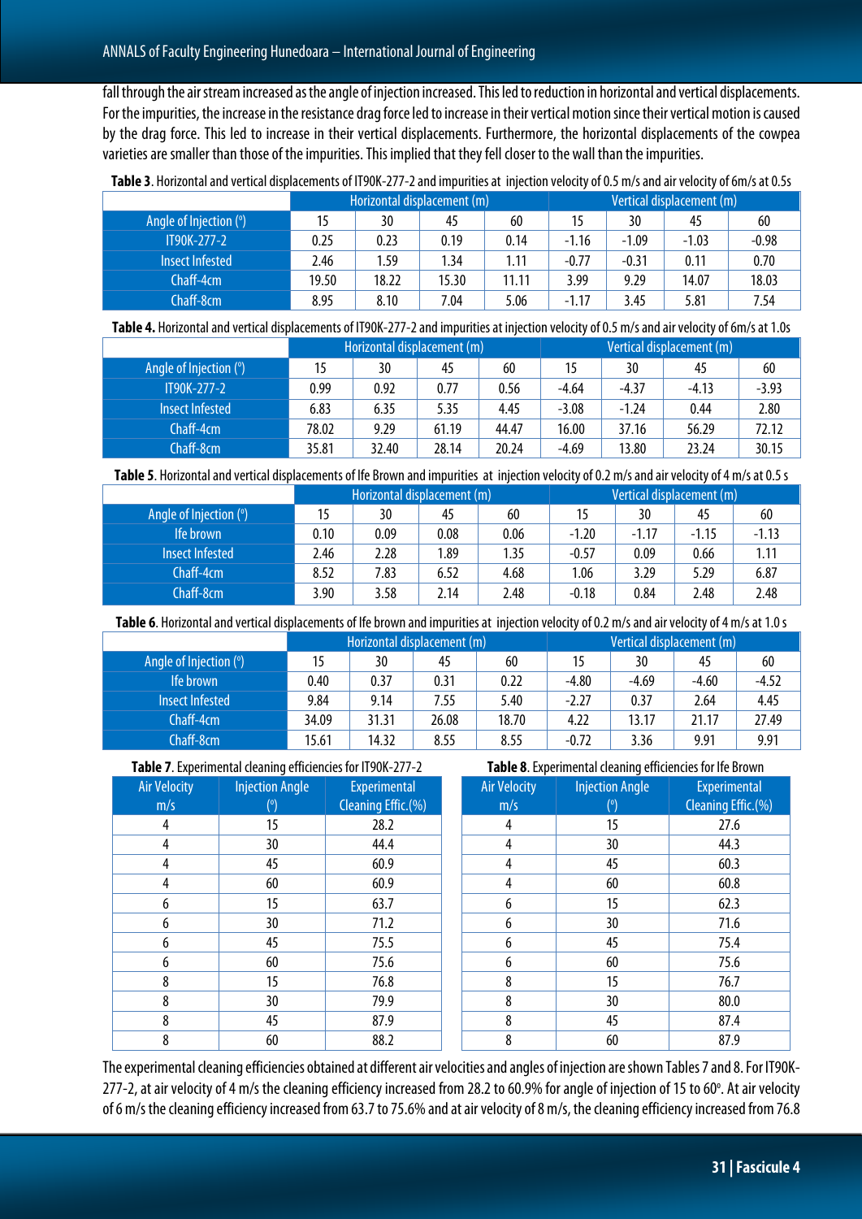fall through the air stream increased as the angle of injection increased. This led to reduction in horizontal and vertical displacements. For the impurities, the increase in the resistance drag force led to increase in their vertical motion since their vertical motion is caused by the drag force. This led to increase in their vertical displacements. Furthermore, the horizontal displacements of the cowpea varieties are smaller than those of the impurities. This implied that they fell closer to the wall than the impurities.

**Table 3**. Horizontal and vertical displacements of IT90K-277-2 and impurities at injection velocity of 0.5 m/s and air velocity of 6m/s at 0.5s

| | Horizontal displacement (m) | | | | Vertical displacement (m) | | | |
|---|---|---|---|---|---|---|---|---|
| Angle of Injection (°) | 15 | 30 | 45 | 60 | 15 | 30 | 45 | 60 |
| IT90K-277-2 | 0.25 | 0.23 | 0.19 | 0.14 | -1.16 | -1.09 | -1.03 | -0.98 |
| Insect Infested | 2.46 | 1.59 | 1.34 | 1.11 | -0.77 | -0.31 | 0.11 | 0.70 |
| Chaff-4cm | 19.50 | 18.22 | 15.30 | 11.11 | 3.99 | 9.29 | 14.07 | 18.03 |
| Chaff-8cm | 8.95 | 8.10 | 7.04 | 5.06 | -1.17 | 3.45 | 5.81 | 7.54 |

**Table 4.** Horizontal and vertical displacements of IT90K-277-2 and impurities at injection velocity of 0.5 m/s and air velocity of 6m/s at 1.0s

| | Horizontal displacement (m) | | | | Vertical displacement (m) | | | |
|---|---|---|---|---|---|---|---|---|
| Angle of Injection (°) | 15 | 30 | 45 | 60 | 15 | 30 | 45 | 60 |
| IT90K-277-2 | 0.99 | 0.92 | 0.77 | 0.56 | -4.64 | -4.37 | -4.13 | -3.93 |
| Insect Infested | 6.83 | 6.35 | 5.35 | 4.45 | -3.08 | -1.24 | 0.44 | 2.80 |
| Chaff-4cm | 78.02 | 9.29 | 61.19 | 44.47 | 16.00 | 37.16 | 56.29 | 72.12 |
| Chaff-8cm | 35.81 | 32.40 | 28.14 | 20.24 | -4.69 | 13.80 | 23.24 | 30.15 |

**Table 5**. Horizontal and vertical displacements of Ife Brown and impurities at injection velocity of 0.2 m/s and air velocity of 4 m/s at 0.5 s

| | Horizontal displacement (m) | | | | Vertical displacement (m) | | | |
|---|---|---|---|---|---|---|---|---|
| Angle of Injection (°) | 15 | 30 | 45 | 60 | 15 | 30 | 45 | 60 |
| Ife brown | 0.10 | 0.09 | 0.08 | 0.06 | -1.20 | -1.17 | -1.15 | -1.13 |
| Insect Infested | 2.46 | 2.28 | 1.89 | 1.35 | -0.57 | 0.09 | 0.66 | 1.11 |
| Chaff-4cm | 8.52 | 7.83 | 6.52 | 4.68 | 1.06 | 3.29 | 5.29 | 6.87 |
| Chaff-8cm | 3.90 | 3.58 | 2.14 | 2.48 | -0.18 | 0.84 | 2.48 | 2.48 |

**Table 6**. Horizontal and vertical displacements of Ife brown and impurities at injection velocity of 0.2 m/s and air velocity of 4 m/s at 1.0 s

| | Horizontal displacement (m) | | | | Vertical displacement (m) | | | |
|---|---|---|---|---|---|---|---|---|
| Angle of Injection (°) | 15 | 30 | 45 | 60 | 15 | 30 | 45 | 60 |
| Ife brown | 0.40 | 0.37 | 0.31 | 0.22 | -4.80 | -4.69 | -4.60 | -4.52 |
| Insect Infested | 9.84 | 9.14 | 7.55 | 5.40 | -2.27 | 0.37 | 2.64 | 4.45 |
| Chaff-4cm | 34.09 | 31.31 | 26.08 | 18.70 | 4.22 | 13.17 | 21.17 | 27.49 |
| Chaff-8cm | 15.61 | 14.32 | 8.55 | 8.55 | -0.72 | 3.36 | 9.91 | 9.91 |

**Table 7**. Experimental cleaning efficiencies for IT90K-277-2

| Air Velocity m/s | Injection Angle (°) | Experimental Cleaning Effic.(%) |
|---|---|---|
| 4 | 15 | 28.2 |
| 4 | 30 | 44.4 |
| 4 | 45 | 60.9 |
| 4 | 60 | 60.9 |
| 6 | 15 | 63.7 |
| 6 | 30 | 71.2 |
| 6 | 45 | 75.5 |
| 6 | 60 | 75.6 |
| 8 | 15 | 76.8 |
| 8 | 30 | 79.9 |
| 8 | 45 | 87.9 |
| 8 | 60 | 88.2 |

**Table 8**. Experimental cleaning efficiencies for Ife Brown

| Air Velocity m/s | Injection Angle (°) | Experimental Cleaning Effic.(%) |
|---|---|---|
| 4 | 15 | 27.6 |
| 4 | 30 | 44.3 |
| 4 | 45 | 60.3 |
| 4 | 60 | 60.8 |
| 6 | 15 | 62.3 |
| 6 | 30 | 71.6 |
| 6 | 45 | 75.4 |
| 6 | 60 | 75.6 |
| 8 | 15 | 76.7 |
| 8 | 30 | 80.0 |
| 8 | 45 | 87.4 |
| 8 | 60 | 87.9 |

The experimental cleaning efficiencies obtained at different air velocities and angles of injection are shown Tables 7 and 8. For IT90K-277-2, at air velocity of 4 m/s the cleaning efficiency increased from 28.2 to 60.9% for angle of injection of 15 to 60°. At air velocity of 6 m/s the cleaning efficiency increased from 63.7 to 75.6% and at air velocity of 8 m/s, the cleaning efficiency increased from 76.8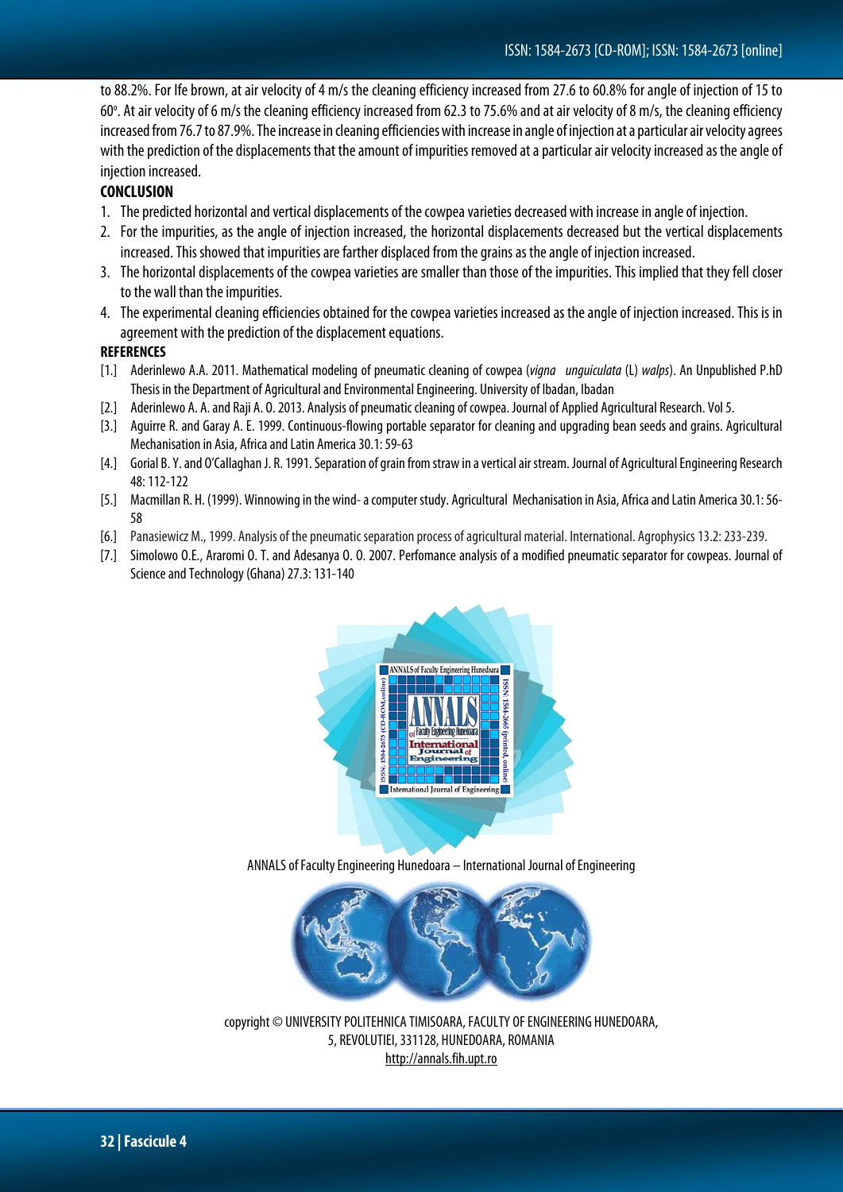to 88.2%. For Ife brown, at air velocity of 4 m/s the cleaning efficiency increased from 27.6 to 60.8% for angle of injection of 15 to 60°. At air velocity of 6 m/s the cleaning efficiency increased from 62.3 to 75.6% and at air velocity of 8 m/s, the cleaning efficiency increased from 76.7 to 87.9%. The increase in cleaning efficiencies with increase in angle of injection at a particular air velocity agrees with the prediction of the displacements that the amount of impurities removed at a particular air velocity increased as the angle of injection increased.

## CONCLUSION

1. The predicted horizontal and vertical displacements of the cowpea varieties decreased with increase in angle of injection.
2. For the impurities, as the angle of injection increased, the horizontal displacements decreased but the vertical displacements increased. This showed that impurities are farther displaced from the grains as the angle of injection increased.
3. The horizontal displacements of the cowpea varieties are smaller than those of the impurities. This implied that they fell closer to the wall than the impurities.
4. The experimental cleaning efficiencies obtained for the cowpea varieties increased as the angle of injection increased. This is in agreement with the prediction of the displacement equations.

## REFERENCES

[1.] Aderinlewo A.A. 2011. Mathematical modeling of pneumatic cleaning of cowpea (*vigna unguiculata* (L) *walps*). An Unpublished P.hD Thesis in the Department of Agricultural and Environmental Engineering. University of Ibadan, Ibadan

[2.] Aderinlewo A. A. and Raji A. O. 2013. Analysis of pneumatic cleaning of cowpea. Journal of Applied Agricultural Research. Vol 5.

[3.] Aguirre R. and Garay A. E. 1999. Continuous-flowing portable separator for cleaning and upgrading bean seeds and grains. Agricultural Mechanisation in Asia, Africa and Latin America 30.1: 59-63

[4.] Gorial B. Y. and O'Callaghan J. R. 1991. Separation of grain from straw in a vertical air stream. Journal of Agricultural Engineering Research 48: 112-122

[5.] Macmillan R. H. (1999). Winnowing in the wind- a computer study. Agricultural Mechanisation in Asia, Africa and Latin America 30.1: 56-58

[6.] Panasiewicz M., 1999. Analysis of the pneumatic separation process of agricultural material. International. Agrophysics 13.2: 233-239.

[7.] Simolowo O.E., Araromi O. T. and Adesanya O. O. 2007. Perfomance analysis of a modified pneumatic separator for cowpeas. Journal of Science and Technology (Ghana) 27.3: 131-140

ANNALS of Faculty Engineering Hunedoara – International Journal of Engineering

copyright © UNIVERSITY POLITEHNICA TIMISOARA, FACULTY OF ENGINEERING HUNEDOARA,
5, REVOLUTIEI, 331128, HUNEDOARA, ROMANIA
http://annals.fih.upt.ro